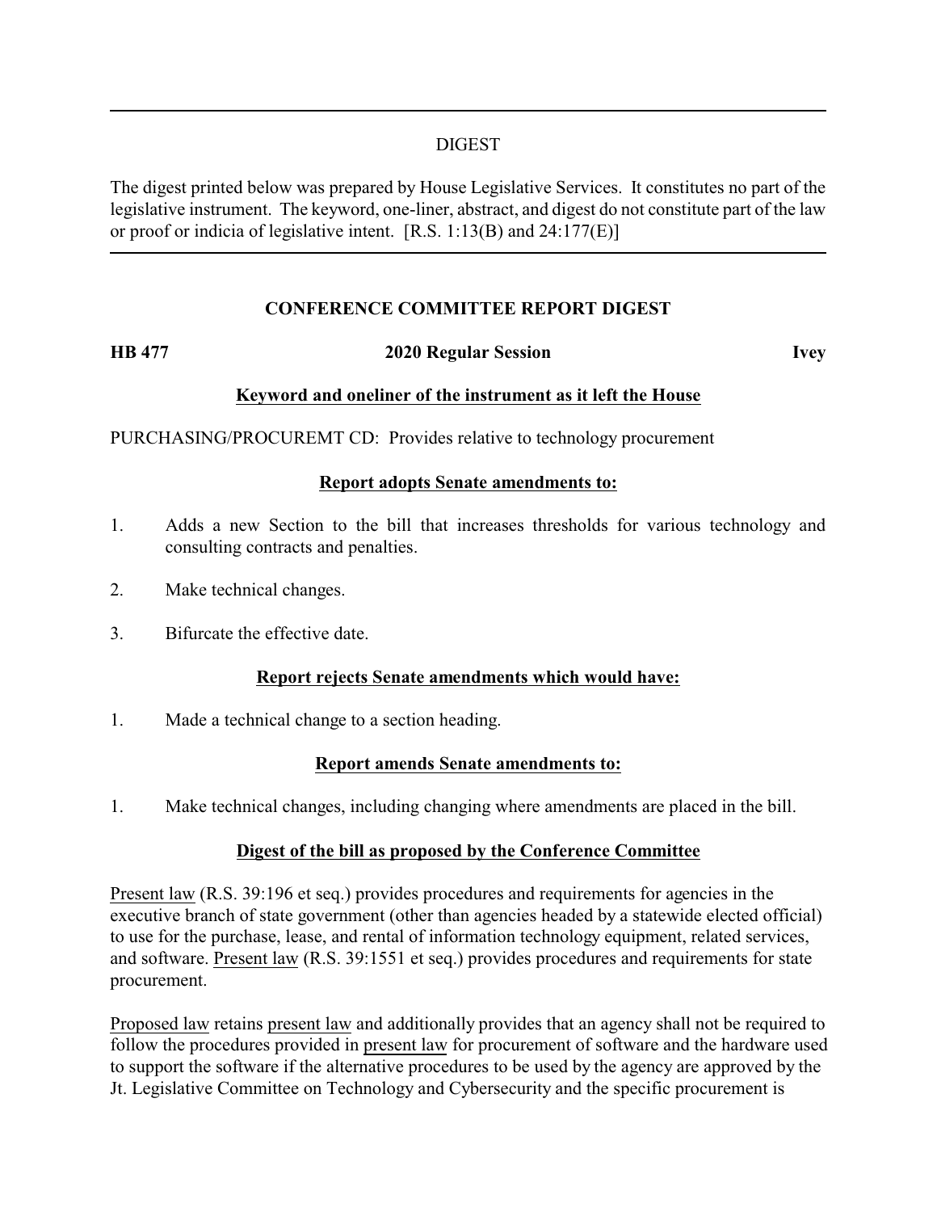## DIGEST

The digest printed below was prepared by House Legislative Services. It constitutes no part of the legislative instrument. The keyword, one-liner, abstract, and digest do not constitute part of the law or proof or indicia of legislative intent. [R.S. 1:13(B) and 24:177(E)]

---

## CONFERENCE COMMITTEE REPORT DIGEST

**HB 477** **2020 Regular Session** **Ivey**

**Keyword and oneliner of the instrument as it left the House**

PURCHASING/PROCUREMT CD: Provides relative to technology procurement

**Report adopts Senate amendments to:**

1. Adds a new Section to the bill that increases thresholds for various technology and consulting contracts and penalties.
2. Make technical changes.
3. Bifurcate the effective date.

**Report rejects Senate amendments which would have:**

1. Made a technical change to a section heading.

**Report amends Senate amendments to:**

1. Make technical changes, including changing where amendments are placed in the bill.

**Digest of the bill as proposed by the Conference Committee**

Present law (R.S. 39:196 et seq.) provides procedures and requirements for agencies in the executive branch of state government (other than agencies headed by a statewide elected official) to use for the purchase, lease, and rental of information technology equipment, related services, and software. Present law (R.S. 39:1551 et seq.) provides procedures and requirements for state procurement.

Proposed law retains present law and additionally provides that an agency shall not be required to follow the procedures provided in present law for procurement of software and the hardware used to support the software if the alternative procedures to be used by the agency are approved by the Jt. Legislative Committee on Technology and Cybersecurity and the specific procurement is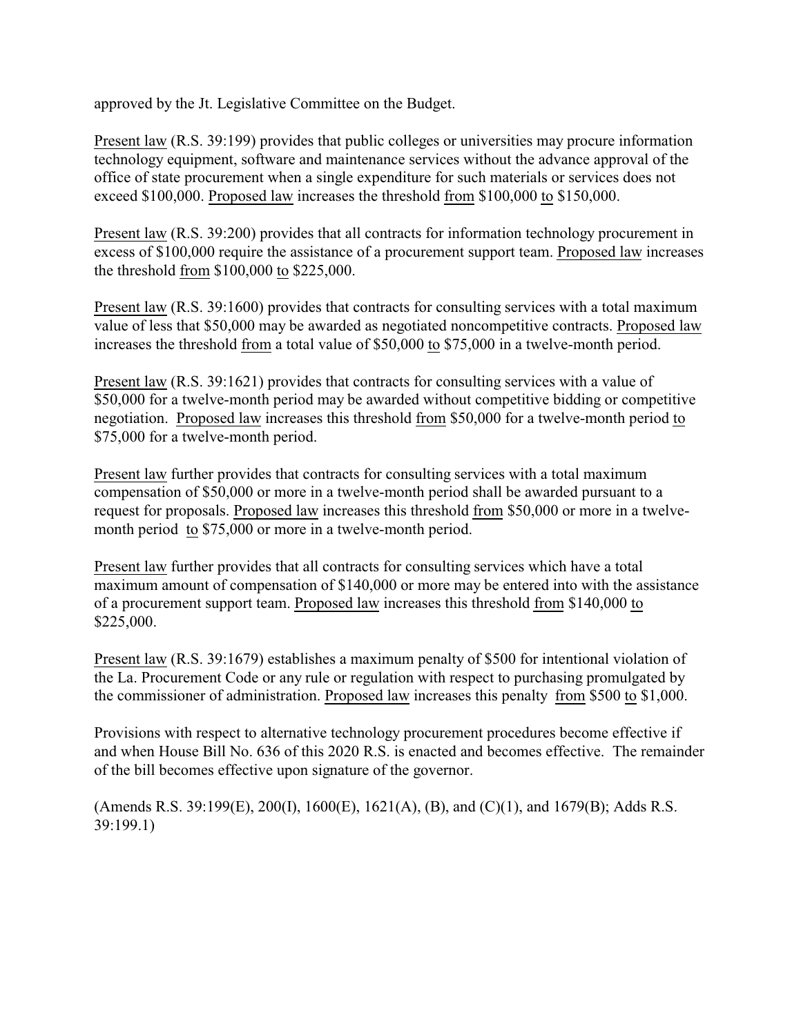approved by the Jt. Legislative Committee on the Budget.

Present law (R.S. 39:199) provides that public colleges or universities may procure information technology equipment, software and maintenance services without the advance approval of the office of state procurement when a single expenditure for such materials or services does not exceed \$100,000. Proposed law increases the threshold from \$100,000 to \$150,000.

Present law (R.S. 39:200) provides that all contracts for information technology procurement in excess of \$100,000 require the assistance of a procurement support team. Proposed law increases the threshold from \$100,000 to \$225,000.

Present law (R.S. 39:1600) provides that contracts for consulting services with a total maximum value of less that \$50,000 may be awarded as negotiated noncompetitive contracts. Proposed law increases the threshold from a total value of \$50,000 to \$75,000 in a twelve-month period.

Present law (R.S. 39:1621) provides that contracts for consulting services with a value of \$50,000 for a twelve-month period may be awarded without competitive bidding or competitive negotiation. Proposed law increases this threshold from \$50,000 for a twelve-month period to \$75,000 for a twelve-month period.

Present law further provides that contracts for consulting services with a total maximum compensation of \$50,000 or more in a twelve-month period shall be awarded pursuant to a request for proposals. Proposed law increases this threshold from \$50,000 or more in a twelve-month period to \$75,000 or more in a twelve-month period.

Present law further provides that all contracts for consulting services which have a total maximum amount of compensation of \$140,000 or more may be entered into with the assistance of a procurement support team. Proposed law increases this threshold from \$140,000 to \$225,000.

Present law (R.S. 39:1679) establishes a maximum penalty of \$500 for intentional violation of the La. Procurement Code or any rule or regulation with respect to purchasing promulgated by the commissioner of administration. Proposed law increases this penalty from \$500 to \$1,000.

Provisions with respect to alternative technology procurement procedures become effective if and when House Bill No. 636 of this 2020 R.S. is enacted and becomes effective. The remainder of the bill becomes effective upon signature of the governor.

(Amends R.S. 39:199(E), 200(I), 1600(E), 1621(A), (B), and (C)(1), and 1679(B); Adds R.S. 39:199.1)